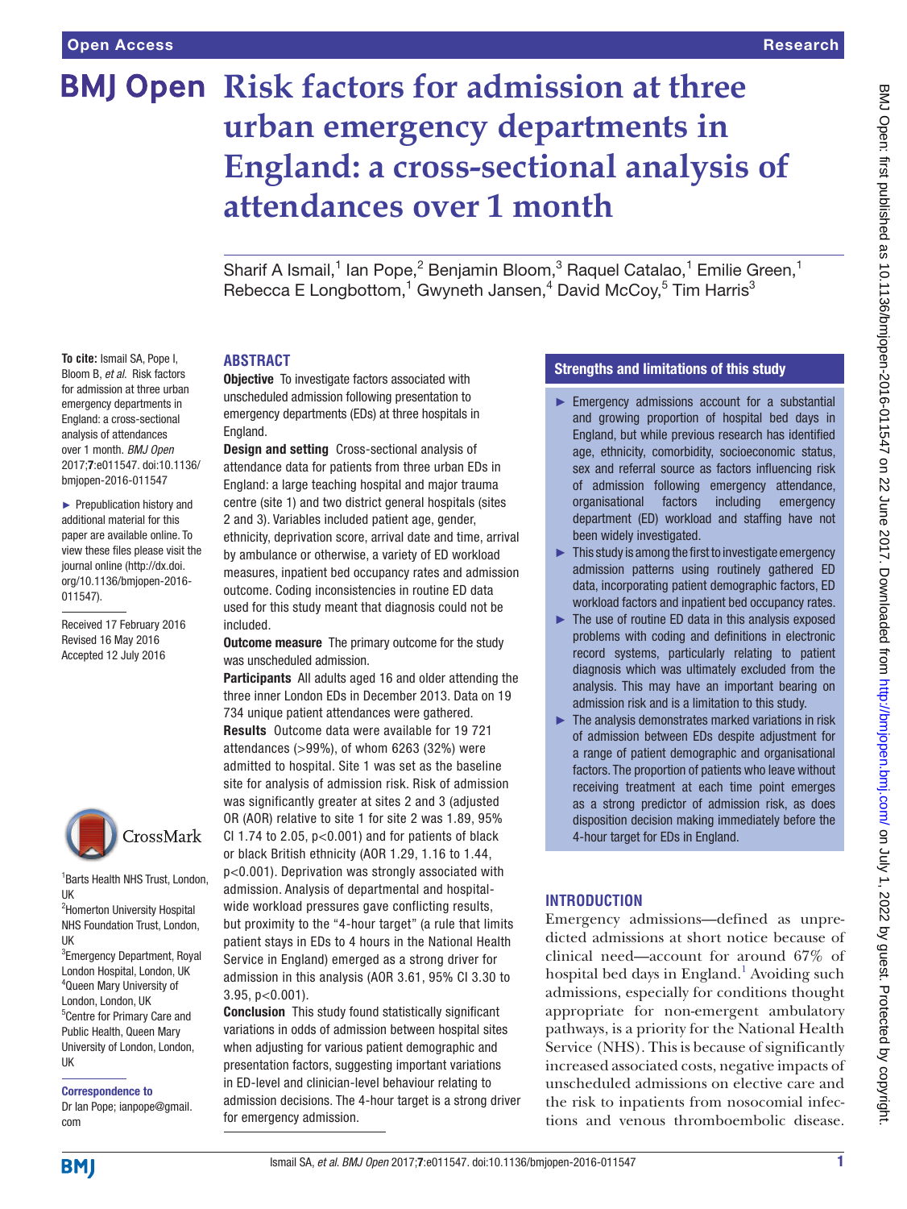Open Access | Research

# Risk factors for admission at three urban emergency departments in England: a cross-sectional analysis of attendances over 1 month

Sharif A Ismail,[1] Ian Pope,[2] Benjamin Bloom,[3] Raquel Catalao,[1] Emilie Green,[1] Rebecca E Longbottom,[1] Gwyneth Jansen,[4] David McCoy,[5] Tim Harris[3]

**To cite:** Ismail SA, Pope I, Bloom B, *et al*. Risk factors for admission at three urban emergency departments in England: a cross-sectional analysis of attendances over 1 month. *BMJ Open* 2017;**7**:e011547. doi:10.1136/bmjopen-2016-011547

► Prepublication history and additional material for this paper are available online. To view these files please visit the journal online (http://dx.doi.org/10.1136/bmjopen-2016-011547).

Received 17 February 2016
Revised 16 May 2016
Accepted 12 July 2016

[1]Barts Health NHS Trust, London, UK
[2]Homerton University Hospital NHS Foundation Trust, London, UK
[3]Emergency Department, Royal London Hospital, London, UK
[4]Queen Mary University of London, London, UK
[5]Centre for Primary Care and Public Health, Queen Mary University of London, London, UK

**Correspondence to**
Dr Ian Pope; ianpope@gmail.com

## ABSTRACT

**Objective** To investigate factors associated with unscheduled admission following presentation to emergency departments (EDs) at three hospitals in England.

**Design and setting** Cross-sectional analysis of attendance data for patients from three urban EDs in England: a large teaching hospital and major trauma centre (site 1) and two district general hospitals (sites 2 and 3). Variables included patient age, gender, ethnicity, deprivation score, arrival date and time, arrival by ambulance or otherwise, a variety of ED workload measures, inpatient bed occupancy rates and admission outcome. Coding inconsistencies in routine ED data used for this study meant that diagnosis could not be included.

**Outcome measure** The primary outcome for the study was unscheduled admission.

**Participants** All adults aged 16 and older attending the three inner London EDs in December 2013. Data on 19 734 unique patient attendances were gathered.

**Results** Outcome data were available for 19 721 attendances (>99%), of whom 6263 (32%) were admitted to hospital. Site 1 was set as the baseline site for analysis of admission risk. Risk of admission was significantly greater at sites 2 and 3 (adjusted OR (AOR) relative to site 1 for site 2 was 1.89, 95% CI 1.74 to 2.05, p<0.001) and for patients of black or black British ethnicity (AOR 1.29, 1.16 to 1.44, p<0.001). Deprivation was strongly associated with admission. Analysis of departmental and hospital-wide workload pressures gave conflicting results, but proximity to the "4-hour target" (a rule that limits patient stays in EDs to 4 hours in the National Health Service in England) emerged as a strong driver for admission in this analysis (AOR 3.61, 95% CI 3.30 to 3.95, p<0.001).

**Conclusion** This study found statistically significant variations in odds of admission between hospital sites when adjusting for various patient demographic and presentation factors, suggesting important variations in ED-level and clinician-level behaviour relating to admission decisions. The 4-hour target is a strong driver for emergency admission.

## Strengths and limitations of this study

- ► Emergency admissions account for a substantial and growing proportion of hospital bed days in England, but while previous research has identified age, ethnicity, comorbidity, socioeconomic status, sex and referral source as factors influencing risk of admission following emergency attendance, organisational factors including emergency department (ED) workload and staffing have not been widely investigated.
- ► This study is among the first to investigate emergency admission patterns using routinely gathered ED data, incorporating patient demographic factors, ED workload factors and inpatient bed occupancy rates.
- ► The use of routine ED data in this analysis exposed problems with coding and definitions in electronic record systems, particularly relating to patient diagnosis which was ultimately excluded from the analysis. This may have an important bearing on admission risk and is a limitation to this study.
- ► The analysis demonstrates marked variations in risk of admission between EDs despite adjustment for a range of patient demographic and organisational factors. The proportion of patients who leave without receiving treatment at each time point emerges as a strong predictor of admission risk, as does disposition decision making immediately before the 4-hour target for EDs in England.

## INTRODUCTION

Emergency admissions—defined as unpredicted admissions at short notice because of clinical need—account for around 67% of hospital bed days in England.[1] Avoiding such admissions, especially for conditions thought appropriate for non-emergent ambulatory pathways, is a priority for the National Health Service (NHS). This is because of significantly increased associated costs, negative impacts of unscheduled admissions on elective care and the risk to inpatients from nosocomial infections and venous thromboembolic disease.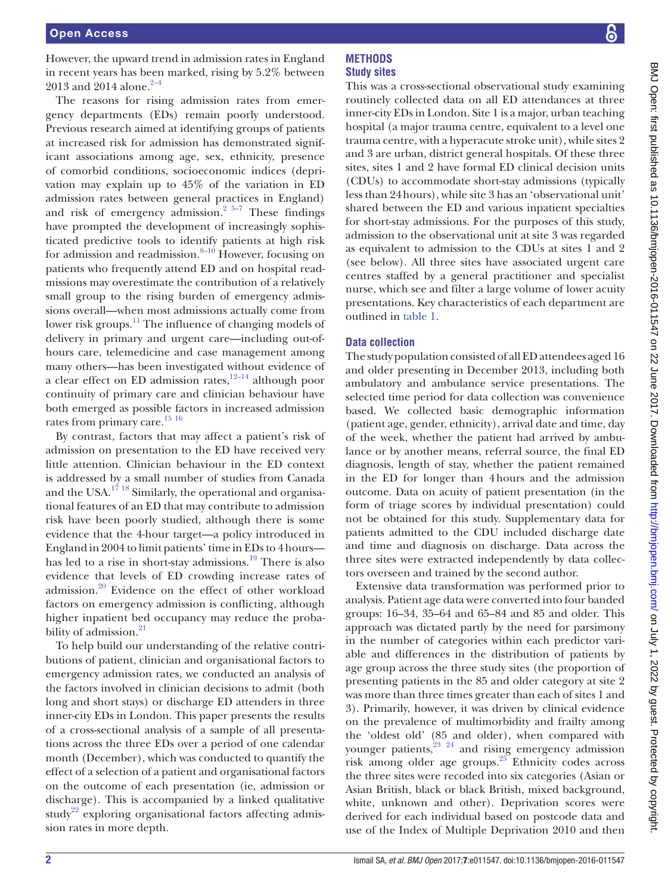However, the upward trend in admission rates in England in recent years has been marked, rising by 5.2% between 2013 and 2014 alone.[2–4]

The reasons for rising admission rates from emergency departments (EDs) remain poorly understood. Previous research aimed at identifying groups of patients at increased risk for admission has demonstrated significant associations among age, sex, ethnicity, presence of comorbid conditions, socioeconomic indices (deprivation may explain up to 45% of the variation in ED admission rates between general practices in England) and risk of emergency admission.[2 5–7] These findings have prompted the development of increasingly sophisticated predictive tools to identify patients at high risk for admission and readmission.[8–10] However, focusing on patients who frequently attend ED and on hospital readmissions may overestimate the contribution of a relatively small group to the rising burden of emergency admissions overall—when most admissions actually come from lower risk groups.[11] The influence of changing models of delivery in primary and urgent care—including out-of-hours care, telemedicine and case management among many others—has been investigated without evidence of a clear effect on ED admission rates,[12–14] although poor continuity of primary care and clinician behaviour have both emerged as possible factors in increased admission rates from primary care.[15 16]

By contrast, factors that may affect a patient's risk of admission on presentation to the ED have received very little attention. Clinician behaviour in the ED context is addressed by a small number of studies from Canada and the USA.[17 18] Similarly, the operational and organisational features of an ED that may contribute to admission risk have been poorly studied, although there is some evidence that the 4-hour target—a policy introduced in England in 2004 to limit patients' time in EDs to 4 hours—has led to a rise in short-stay admissions.[19] There is also evidence that levels of ED crowding increase rates of admission.[20] Evidence on the effect of other workload factors on emergency admission is conflicting, although higher inpatient bed occupancy may reduce the probability of admission.[21]

To help build our understanding of the relative contributions of patient, clinician and organisational factors to emergency admission rates, we conducted an analysis of the factors involved in clinician decisions to admit (both long and short stays) or discharge ED attenders in three inner-city EDs in London. This paper presents the results of a cross-sectional analysis of a sample of all presentations across the three EDs over a period of one calendar month (December), which was conducted to quantify the effect of a selection of a patient and organisational factors on the outcome of each presentation (ie, admission or discharge). This is accompanied by a linked qualitative study[22] exploring organisational factors affecting admission rates in more depth.

## METHODS

### Study sites

This was a cross-sectional observational study examining routinely collected data on all ED attendances at three inner-city EDs in London. Site 1 is a major, urban teaching hospital (a major trauma centre, equivalent to a level one trauma centre, with a hyperacute stroke unit), while sites 2 and 3 are urban, district general hospitals. Of these three sites, sites 1 and 2 have formal ED clinical decision units (CDUs) to accommodate short-stay admissions (typically less than 24 hours), while site 3 has an 'observational unit' shared between the ED and various inpatient specialties for short-stay admissions. For the purposes of this study, admission to the observational unit at site 3 was regarded as equivalent to admission to the CDUs at sites 1 and 2 (see below). All three sites have associated urgent care centres staffed by a general practitioner and specialist nurse, which see and filter a large volume of lower acuity presentations. Key characteristics of each department are outlined in table 1.

### Data collection

The study population consisted of all ED attendees aged 16 and older presenting in December 2013, including both ambulatory and ambulance service presentations. The selected time period for data collection was convenience based. We collected basic demographic information (patient age, gender, ethnicity), arrival date and time, day of the week, whether the patient had arrived by ambulance or by another means, referral source, the final ED diagnosis, length of stay, whether the patient remained in the ED for longer than 4 hours and the admission outcome. Data on acuity of patient presentation (in the form of triage scores by individual presentation) could not be obtained for this study. Supplementary data for patients admitted to the CDU included discharge date and time and diagnosis on discharge. Data across the three sites were extracted independently by data collectors overseen and trained by the second author.

Extensive data transformation was performed prior to analysis. Patient age data were converted into four banded groups: 16–34, 35–64 and 65–84 and 85 and older. This approach was dictated partly by the need for parsimony in the number of categories within each predictor variable and differences in the distribution of patients by age group across the three study sites (the proportion of presenting patients in the 85 and older category at site 2 was more than three times greater than each of sites 1 and 3). Primarily, however, it was driven by clinical evidence on the prevalence of multimorbidity and frailty among the 'oldest old' (85 and older), when compared with younger patients,[23 24] and rising emergency admission risk among older age groups.[25] Ethnicity codes across the three sites were recoded into six categories (Asian or Asian British, black or black British, mixed background, white, unknown and other). Deprivation scores were derived for each individual based on postcode data and use of the Index of Multiple Deprivation 2010 and then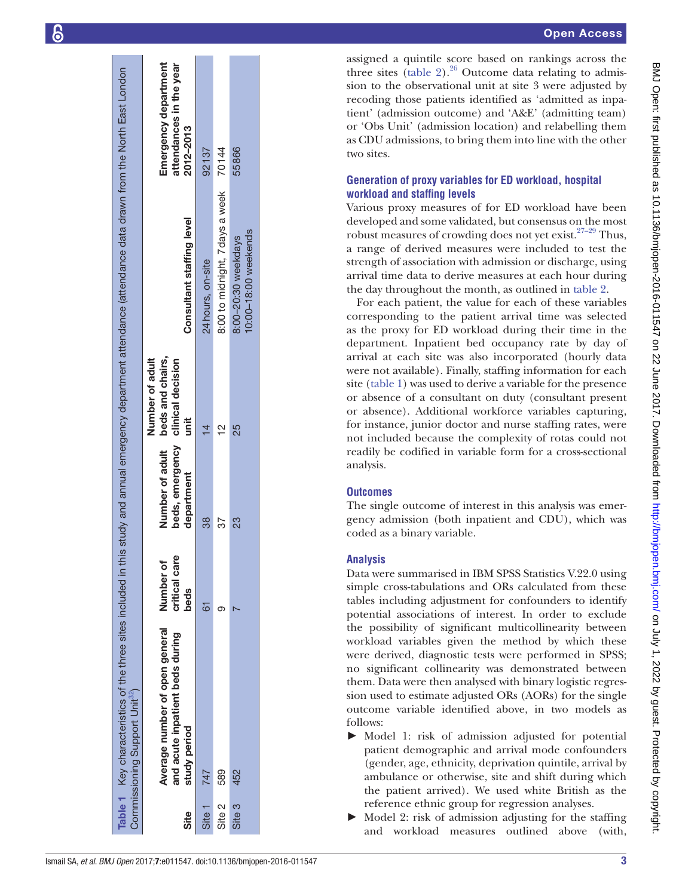**Table 1** Key characteristics of the three sites included in this study and annual emergency department attendance (attendance data drawn from the North East London Commissioning Support Unit[32])

| Site | Average number of open general and acute inpatient beds during study period | Number of critical care beds | Number of adult beds, emergency department | Number of adult beds and chairs, clinical decision unit | Consultant staffing level | Emergency department attendances in the year 2012–2013 |
|---|---|---|---|---|---|---|
| Site 1 | 747 | 61 | 38 | 14 | 24 hours, on-site | 92137 |
| Site 2 | 589 | 9 | 37 | 12 | 8:00 to midnight, 7 days a week | 70144 |
| Site 3 | 452 | 7 | 23 | 25 | 8:00–20:30 weekdays 10:00–18:00 weekends | 55866 |

assigned a quintile score based on rankings across the three sites (table 2).[26] Outcome data relating to admission to the observational unit at site 3 were adjusted by recoding those patients identified as 'admitted as inpatient' (admission outcome) and 'A&E' (admitting team) or 'Obs Unit' (admission location) and relabelling them as CDU admissions, to bring them into line with the other two sites.

## Generation of proxy variables for ED workload, hospital workload and staffing levels

Various proxy measures of for ED workload have been developed and some validated, but consensus on the most robust measures of crowding does not yet exist.[27–29] Thus, a range of derived measures were included to test the strength of association with admission or discharge, using arrival time data to derive measures at each hour during the day throughout the month, as outlined in table 2.

For each patient, the value for each of these variables corresponding to the patient arrival time was selected as the proxy for ED workload during their time in the department. Inpatient bed occupancy rate by day of arrival at each site was also incorporated (hourly data were not available). Finally, staffing information for each site (table 1) was used to derive a variable for the presence or absence of a consultant on duty (consultant present or absence). Additional workforce variables capturing, for instance, junior doctor and nurse staffing rates, were not included because the complexity of rotas could not readily be codified in variable form for a cross-sectional analysis.

## Outcomes

The single outcome of interest in this analysis was emergency admission (both inpatient and CDU), which was coded as a binary variable.

## Analysis

Data were summarised in IBM SPSS Statistics V.22.0 using simple cross-tabulations and ORs calculated from these tables including adjustment for confounders to identify potential associations of interest. In order to exclude the possibility of significant multicollinearity between workload variables given the method by which these were derived, diagnostic tests were performed in SPSS; no significant collinearity was demonstrated between them. Data were then analysed with binary logistic regression used to estimate adjusted ORs (AORs) for the single outcome variable identified above, in two models as follows:

- Model 1: risk of admission adjusted for potential patient demographic and arrival mode confounders (gender, age, ethnicity, deprivation quintile, arrival by ambulance or otherwise, site and shift during which the patient arrived). We used white British as the reference ethnic group for regression analyses.
- Model 2: risk of admission adjusting for the staffing and workload measures outlined above (with,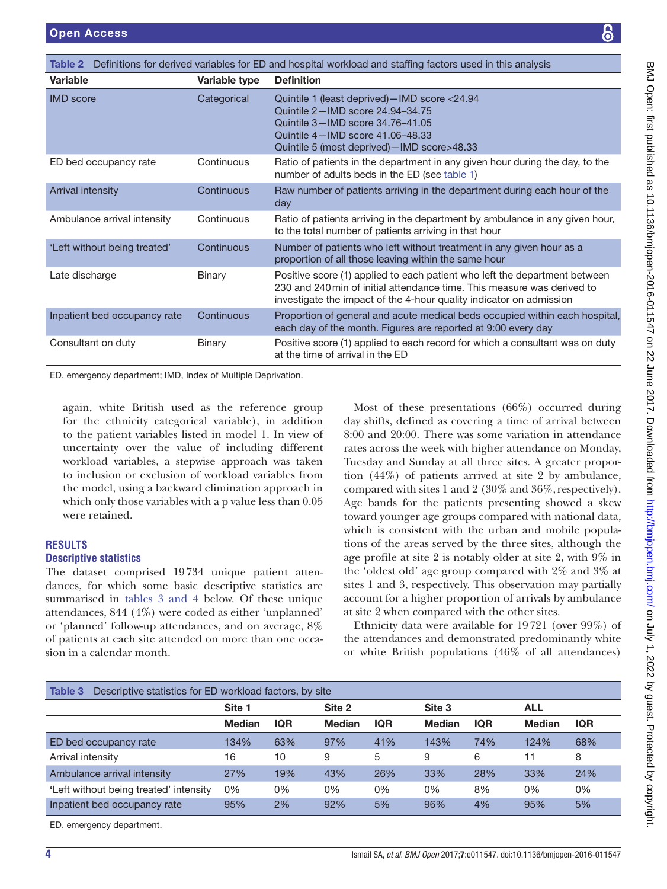Table 2 Definitions for derived variables for ED and hospital workload and staffing factors used in this analysis

| Variable | Variable type | Definition |
|---|---|---|
| IMD score | Categorical | Quintile 1 (least deprived)—IMD score <24.94<br>Quintile 2—IMD score 24.94–34.75<br>Quintile 3—IMD score 34.76–41.05<br>Quintile 4—IMD score 41.06–48.33<br>Quintile 5 (most deprived)—IMD score>48.33 |
| ED bed occupancy rate | Continuous | Ratio of patients in the department in any given hour during the day, to the number of adults beds in the ED (see table 1) |
| Arrival intensity | Continuous | Raw number of patients arriving in the department during each hour of the day |
| Ambulance arrival intensity | Continuous | Ratio of patients arriving in the department by ambulance in any given hour, to the total number of patients arriving in that hour |
| 'Left without being treated' | Continuous | Number of patients who left without treatment in any given hour as a proportion of all those leaving within the same hour |
| Late discharge | Binary | Positive score (1) applied to each patient who left the department between 230 and 240 min of initial attendance time. This measure was derived to investigate the impact of the 4-hour quality indicator on admission |
| Inpatient bed occupancy rate | Continuous | Proportion of general and acute medical beds occupied within each hospital, each day of the month. Figures are reported at 9:00 every day |
| Consultant on duty | Binary | Positive score (1) applied to each record for which a consultant was on duty at the time of arrival in the ED |

ED, emergency department; IMD, Index of Multiple Deprivation.

again, white British used as the reference group for the ethnicity categorical variable), in addition to the patient variables listed in model 1. In view of uncertainty over the value of including different workload variables, a stepwise approach was taken to inclusion or exclusion of workload variables from the model, using a backward elimination approach in which only those variables with a p value less than 0.05 were retained.

## RESULTS

### Descriptive statistics

The dataset comprised 19 734 unique patient attendances, for which some basic descriptive statistics are summarised in tables 3 and 4 below. Of these unique attendances, 844 (4%) were coded as either 'unplanned' or 'planned' follow-up attendances, and on average, 8% of patients at each site attended on more than one occasion in a calendar month.

Most of these presentations (66%) occurred during day shifts, defined as covering a time of arrival between 8:00 and 20:00. There was some variation in attendance rates across the week with higher attendance on Monday, Tuesday and Sunday at all three sites. A greater proportion (44%) of patients arrived at site 2 by ambulance, compared with sites 1 and 2 (30% and 36%, respectively). Age bands for the patients presenting showed a skew toward younger age groups compared with national data, which is consistent with the urban and mobile populations of the areas served by the three sites, although the age profile at site 2 is notably older at site 2, with 9% in the 'oldest old' age group compared with 2% and 3% at sites 1 and 3, respectively. This observation may partially account for a higher proportion of arrivals by ambulance at site 2 when compared with the other sites.

Ethnicity data were available for 19 721 (over 99%) of the attendances and demonstrated predominantly white or white British populations (46% of all attendances)

Table 3 Descriptive statistics for ED workload factors, by site

| | Site 1 | | Site 2 | | Site 3 | | ALL | |
|---|---|---|---|---|---|---|---|---|
| | Median | IQR | Median | IQR | Median | IQR | Median | IQR |
| ED bed occupancy rate | 134% | 63% | 97% | 41% | 143% | 74% | 124% | 68% |
| Arrival intensity | 16 | 10 | 9 | 5 | 9 | 6 | 11 | 8 |
| Ambulance arrival intensity | 27% | 19% | 43% | 26% | 33% | 28% | 33% | 24% |
| 'Left without being treated' intensity | 0% | 0% | 0% | 0% | 0% | 8% | 0% | 0% |
| Inpatient bed occupancy rate | 95% | 2% | 92% | 5% | 96% | 4% | 95% | 5% |

ED, emergency department.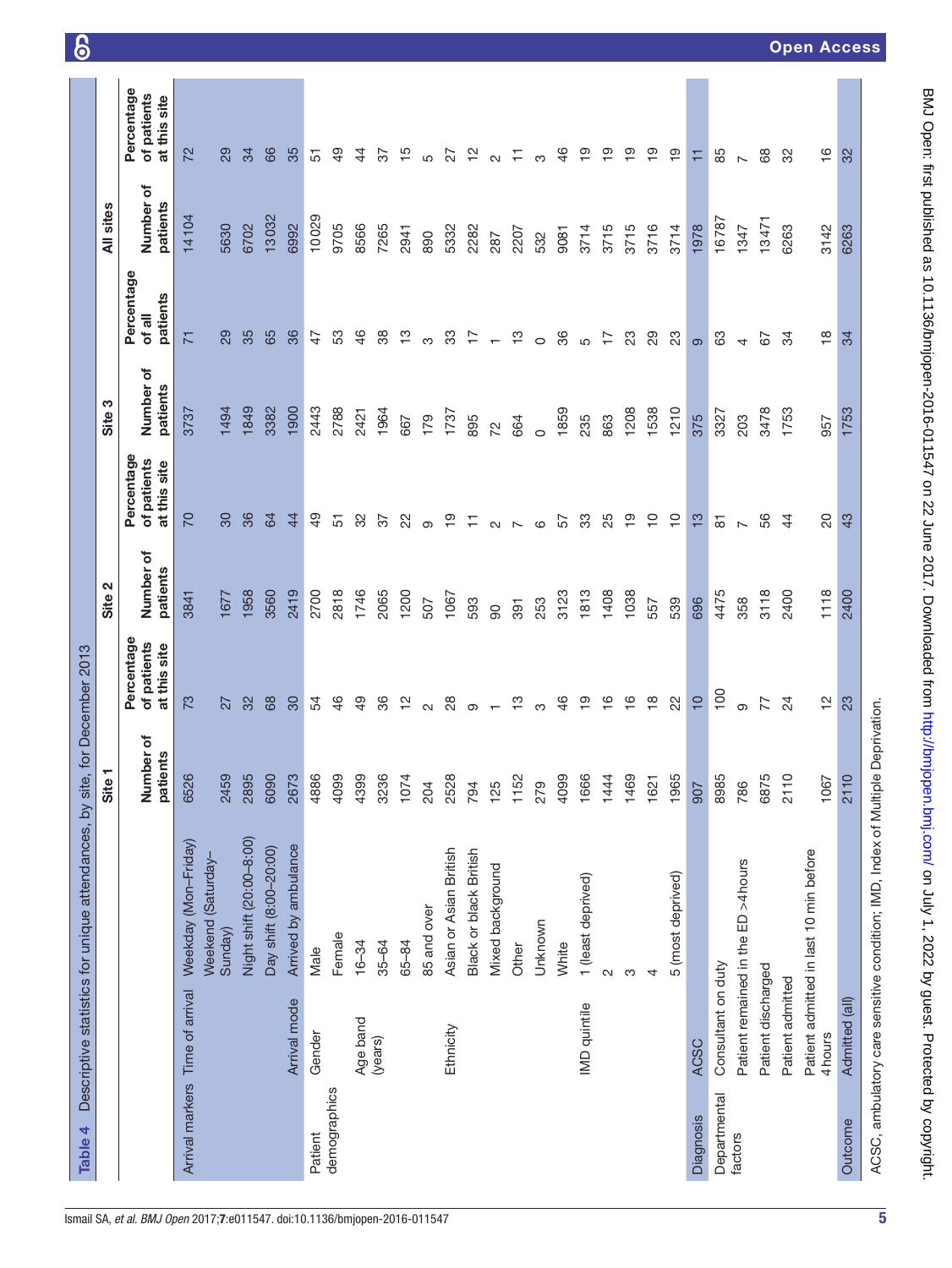**Table 4** Descriptive statistics for unique attendances, by site, for December 2013

| | | Site 1 | | Site 2 | | Site 3 | | All sites | |
|---|---|---|---|---|---|---|---|---|---|
| | | Number of patients | Percentage of patients at this site | Number of patients | Percentage of patients at this site | Number of patients | Percentage of all patients | Number of patients | Percentage of patients at this site |
| Arrival markers | Time of arrival: Weekday (Mon–Friday) | 6526 | 73 | 3841 | 70 | 3737 | 71 | 14104 | 72 |
| | Weekend (Saturday–Sunday) | 2459 | 27 | 1677 | 30 | 1494 | 29 | 5630 | 29 |
| | Night shift (20:00–8:00) | 2895 | 32 | 1958 | 36 | 1849 | 35 | 6702 | 34 |
| | Day shift (8:00–20:00) | 6090 | 68 | 3560 | 64 | 3382 | 65 | 13032 | 66 |
| | Arrival mode: Arrived by ambulance | 2673 | 30 | 2419 | 44 | 1900 | 36 | 6992 | 35 |
| Patient demographics | Gender: Male | 4886 | 54 | 2700 | 49 | 2443 | 47 | 10029 | 51 |
| | Female | 4099 | 46 | 2818 | 51 | 2788 | 53 | 9705 | 49 |
| | Age band (years): 16–34 | 4399 | 49 | 1746 | 32 | 2421 | 46 | 8566 | 44 |
| | 35–64 | 3236 | 36 | 2065 | 37 | 1964 | 38 | 7265 | 37 |
| | 65–84 | 1074 | 12 | 1200 | 22 | 667 | 13 | 2941 | 15 |
| | 85 and over | 204 | 2 | 507 | 9 | 179 | 3 | 890 | 5 |
| | Ethnicity: Asian or Asian British | 2528 | 28 | 1067 | 19 | 1737 | 33 | 5332 | 27 |
| | Black or black British | 794 | 9 | 593 | 11 | 895 | 17 | 2282 | 12 |
| | Mixed background | 125 | 1 | 90 | 2 | 72 | 1 | 287 | 2 |
| | Other | 1152 | 13 | 391 | 7 | 664 | 13 | 2207 | 11 |
| | Unknown | 279 | 3 | 253 | 6 | 0 | 0 | 532 | 3 |
| | White | 4099 | 46 | 3123 | 57 | 1859 | 36 | 9081 | 46 |
| | IMD quintile: 1 (least deprived) | 1666 | 19 | 1813 | 33 | 235 | 5 | 3714 | 19 |
| | 2 | 1444 | 16 | 1408 | 25 | 863 | 17 | 3715 | 19 |
| | 3 | 1469 | 16 | 1038 | 19 | 1208 | 23 | 3715 | 19 |
| | 4 | 1621 | 18 | 557 | 10 | 1538 | 29 | 3716 | 19 |
| | 5 (most deprived) | 1965 | 22 | 539 | 10 | 1210 | 23 | 3714 | 19 |
| Diagnosis | ACSC | 907 | 10 | 696 | 13 | 375 | 9 | 1978 | 11 |
| Departmental factors | Consultant on duty | 8985 | 100 | 4475 | 81 | 3327 | 63 | 16787 | 85 |
| | Patient remained in the ED >4 hours | 786 | 9 | 358 | 7 | 203 | 4 | 1347 | 7 |
| | Patient discharged | 6875 | 77 | 3118 | 56 | 3478 | 67 | 13471 | 68 |
| | Patient admitted | 2110 | 24 | 2400 | 44 | 1753 | 34 | 6263 | 32 |
| | Patient admitted in last 10 min before 4 hours | 1067 | 12 | 1118 | 20 | 957 | 18 | 3142 | 16 |
| Outcome | Admitted (all) | 2110 | 23 | 2400 | 43 | 1753 | 34 | 6263 | 32 |

ACSC, ambulatory care sensitive condition; IMD, Index of Multiple Deprivation.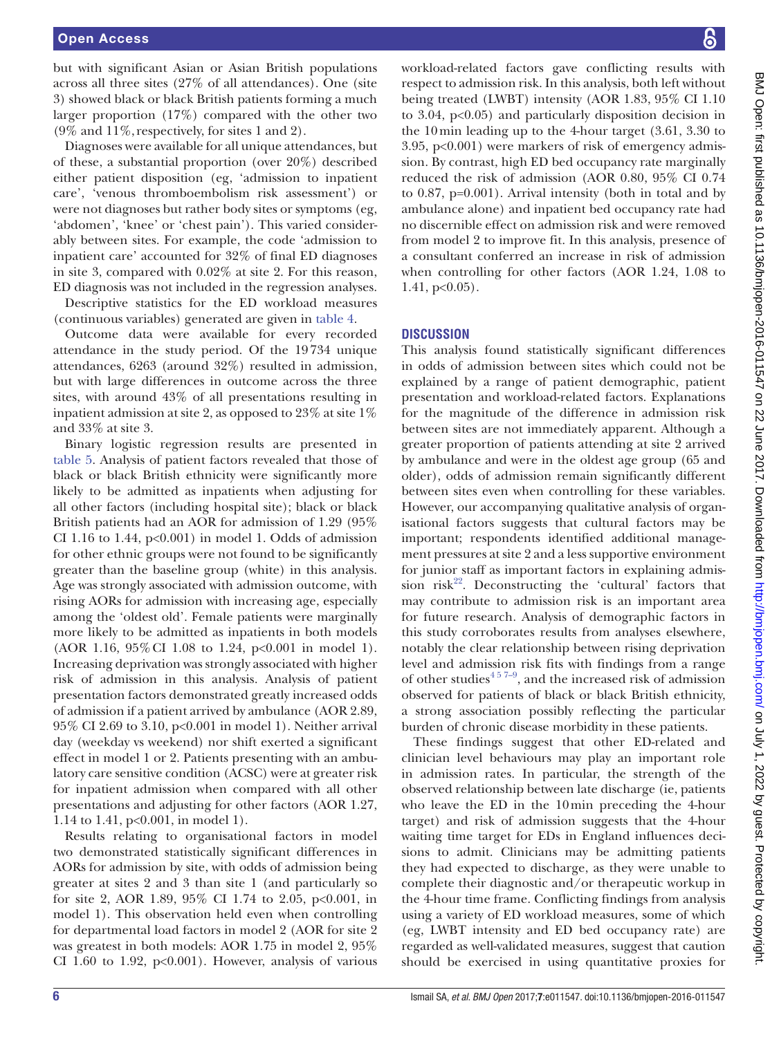but with significant Asian or Asian British populations across all three sites (27% of all attendances). One (site 3) showed black or black British patients forming a much larger proportion (17%) compared with the other two (9% and 11%, respectively, for sites 1 and 2).

Diagnoses were available for all unique attendances, but of these, a substantial proportion (over 20%) described either patient disposition (eg, 'admission to inpatient care', 'venous thromboembolism risk assessment') or were not diagnoses but rather body sites or symptoms (eg, 'abdomen', 'knee' or 'chest pain'). This varied considerably between sites. For example, the code 'admission to inpatient care' accounted for 32% of final ED diagnoses in site 3, compared with 0.02% at site 2. For this reason, ED diagnosis was not included in the regression analyses.

Descriptive statistics for the ED workload measures (continuous variables) generated are given in table 4.

Outcome data were available for every recorded attendance in the study period. Of the 19 734 unique attendances, 6263 (around 32%) resulted in admission, but with large differences in outcome across the three sites, with around 43% of all presentations resulting in inpatient admission at site 2, as opposed to 23% at site 1% and 33% at site 3.

Binary logistic regression results are presented in table 5. Analysis of patient factors revealed that those of black or black British ethnicity were significantly more likely to be admitted as inpatients when adjusting for all other factors (including hospital site); black or black British patients had an AOR for admission of 1.29 (95% CI 1.16 to 1.44, $p<0.001$) in model 1. Odds of admission for other ethnic groups were not found to be significantly greater than the baseline group (white) in this analysis. Age was strongly associated with admission outcome, with rising AORs for admission with increasing age, especially among the 'oldest old'. Female patients were marginally more likely to be admitted as inpatients in both models (AOR 1.16, 95% CI 1.08 to 1.24, $p<0.001$ in model 1). Increasing deprivation was strongly associated with higher risk of admission in this analysis. Analysis of patient presentation factors demonstrated greatly increased odds of admission if a patient arrived by ambulance (AOR 2.89, 95% CI 2.69 to 3.10, $p<0.001$ in model 1). Neither arrival day (weekday vs weekend) nor shift exerted a significant effect in model 1 or 2. Patients presenting with an ambulatory care sensitive condition (ACSC) were at greater risk for inpatient admission when compared with all other presentations and adjusting for other factors (AOR 1.27, 1.14 to 1.41, $p<0.001$, in model 1).

Results relating to organisational factors in model two demonstrated statistically significant differences in AORs for admission by site, with odds of admission being greater at sites 2 and 3 than site 1 (and particularly so for site 2, AOR 1.89, 95% CI 1.74 to 2.05, $p<0.001$, in model 1). This observation held even when controlling for departmental load factors in model 2 (AOR for site 2 was greatest in both models: AOR 1.75 in model 2, 95% CI 1.60 to 1.92, $p<0.001$). However, analysis of various workload-related factors gave conflicting results with respect to admission risk. In this analysis, both left without being treated (LWBT) intensity (AOR 1.83, 95% CI 1.10 to 3.04, $p<0.05$) and particularly disposition decision in the 10 min leading up to the 4-hour target (3.61, 3.30 to 3.95, $p<0.001$) were markers of risk of emergency admission. By contrast, high ED bed occupancy rate marginally reduced the risk of admission (AOR 0.80, 95% CI 0.74 to 0.87, $p=0.001$). Arrival intensity (both in total and by ambulance alone) and inpatient bed occupancy rate had no discernible effect on admission risk and were removed from model 2 to improve fit. In this analysis, presence of a consultant conferred an increase in risk of admission when controlling for other factors (AOR 1.24, 1.08 to 1.41, $p<0.05$).

## DISCUSSION

This analysis found statistically significant differences in odds of admission between sites which could not be explained by a range of patient demographic, patient presentation and workload-related factors. Explanations for the magnitude of the difference in admission risk between sites are not immediately apparent. Although a greater proportion of patients attending at site 2 arrived by ambulance and were in the oldest age group (65 and older), odds of admission remain significantly different between sites even when controlling for these variables. However, our accompanying qualitative analysis of organisational factors suggests that cultural factors may be important; respondents identified additional management pressures at site 2 and a less supportive environment for junior staff as important factors in explaining admission risk[22]. Deconstructing the 'cultural' factors that may contribute to admission risk is an important area for future research. Analysis of demographic factors in this study corroborates results from analyses elsewhere, notably the clear relationship between rising deprivation level and admission risk fits with findings from a range of other studies[4 5 7–9], and the increased risk of admission observed for patients of black or black British ethnicity, a strong association possibly reflecting the particular burden of chronic disease morbidity in these patients.

These findings suggest that other ED-related and clinician level behaviours may play an important role in admission rates. In particular, the strength of the observed relationship between late discharge (ie, patients who leave the ED in the 10 min preceding the 4-hour target) and risk of admission suggests that the 4-hour waiting time target for EDs in England influences decisions to admit. Clinicians may be admitting patients they had expected to discharge, as they were unable to complete their diagnostic and/or therapeutic workup in the 4-hour time frame. Conflicting findings from analysis using a variety of ED workload measures, some of which (eg, LWBT intensity and ED bed occupancy rate) are regarded as well-validated measures, suggest that caution should be exercised in using quantitative proxies for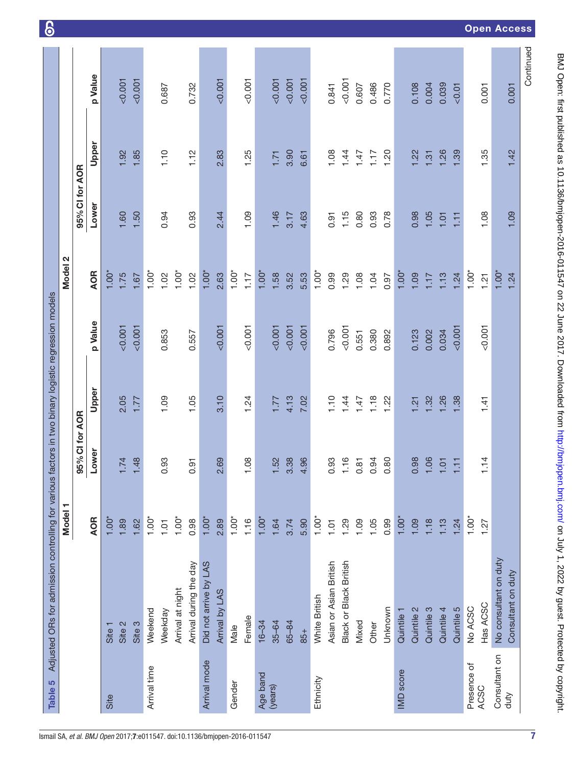Table 5 Adjusted ORs for admission controlling for various factors in two binary logistic regression models

| | | Model 1 | | | | Model 2 | | | |
|---|---|---|---|---|---|---|---|---|---|
| | | | 95% CI for AOR | | | | 95% CI for AOR | | |
| | | AOR | Lower | Upper | p Value | AOR | Lower | Upper | p Value |
| Site | Site 1 | 1.00* | | | | 1.00* | | | |
| | Site 2 | 1.89 | 1.74 | 2.05 | <0.001 | 1.75 | 1.60 | 1.92 | <0.001 |
| | Site 3 | 1.62 | 1.48 | 1.77 | <0.001 | 1.67 | 1.50 | 1.85 | <0.001 |
| Arrival time | Weekend | 1.00* | | | | 1.00* | | | |
| | Weekday | 1.01 | 0.93 | 1.09 | 0.853 | 1.02 | 0.94 | 1.10 | 0.687 |
| | Arrival at night | 1.00* | | | | 1.00* | | | |
| | Arrival during the day | 0.98 | 0.91 | 1.05 | 0.557 | 1.02 | 0.93 | 1.12 | 0.732 |
| Arrival mode | Did not arrive by LAS | 1.00* | | | | 1.00* | | | |
| | Arrival by LAS | 2.89 | 2.69 | 3.10 | <0.001 | 2.63 | 2.44 | 2.83 | <0.001 |
| Gender | Male | 1.00* | | | | 1.00* | | | |
| | Female | 1.16 | 1.08 | 1.24 | <0.001 | 1.17 | 1.09 | 1.25 | <0.001 |
| Age band (years) | 16–34 | 1.00* | | | | 1.00* | | | |
| | 35–64 | 1.64 | 1.52 | 1.77 | <0.001 | 1.58 | 1.46 | 1.71 | <0.001 |
| | 65–84 | 3.74 | 3.38 | 4.13 | <0.001 | 3.52 | 3.17 | 3.90 | <0.001 |
| | 85+ | 5.90 | 4.96 | 7.02 | <0.001 | 5.53 | 4.63 | 6.61 | <0.001 |
| Ethnicity | White British | 1.00* | | | | 1.00* | | | |
| | Asian or Asian British | 1.01 | 0.93 | 1.10 | 0.796 | 0.99 | 0.91 | 1.08 | 0.841 |
| | Black or Black British | 1.29 | 1.16 | 1.44 | <0.001 | 1.29 | 1.15 | 1.44 | <0.001 |
| | Mixed | 1.09 | 0.81 | 1.47 | 0.551 | 1.08 | 0.80 | 1.47 | 0.607 |
| | Other | 1.05 | 0.94 | 1.18 | 0.380 | 1.04 | 0.93 | 1.17 | 0.486 |
| | Unknown | 0.99 | 0.80 | 1.22 | 0.892 | 0.97 | 0.78 | 1.20 | 0.770 |
| IMD score | Quintile 1 | 1.00* | | | | 1.00* | | | |
| | Quintile 2 | 1.09 | 0.98 | 1.21 | 0.123 | 1.09 | 0.98 | 1.22 | 0.108 |
| | Quintile 3 | 1.18 | 1.06 | 1.32 | 0.002 | 1.17 | 1.05 | 1.31 | 0.004 |
| | Quintile 4 | 1.13 | 1.01 | 1.26 | 0.034 | 1.13 | 1.01 | 1.26 | 0.039 |
| | Quintile 5 | 1.24 | 1.11 | 1.38 | <0.001 | 1.24 | 1.11 | 1.39 | <0.01 |
| Presence of ACSC | No ACSC | 1.00* | | | | 1.00* | | | |
| | Has ACSC | 1.27 | 1.14 | 1.41 | <0.001 | 1.21 | 1.08 | 1.35 | 0.001 |
| Consultant on duty | No consultant on duty | | | | | 1.00* | | | |
| | Consultant on duty | | | | | 1.24 | 1.09 | 1.42 | 0.001 |

Continued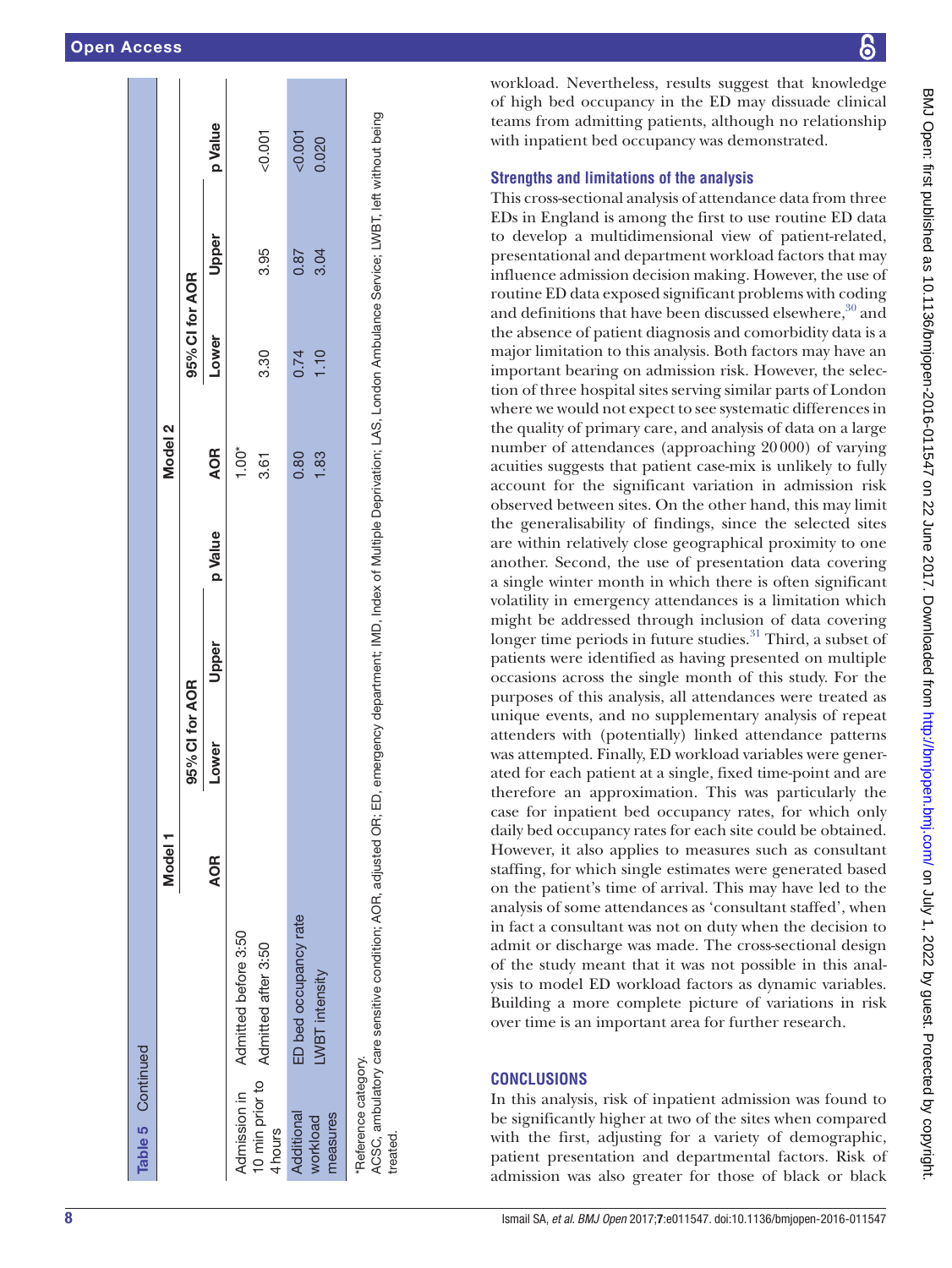**Table 5** Continued

| | | Model 1 | | | | Model 2 | | | |
|---|---|---|---|---|---|---|---|---|---|
| | | | 95% CI for AOR | | | | 95% CI for AOR | | |
| | | AOR | Lower | Upper | p Value | AOR | Lower | Upper | p Value |
| Admission in 10 min prior to 4 hours | Admitted before 3:50 | | | | | 1.00* | | | |
| | Admitted after 3:50 | | | | | 3.61 | 3.30 | 3.95 | <0.001 |
| Additional workload measures | ED bed occupancy rate | | | | | 0.80 | 0.74 | 0.87 | <0.001 |
| | LWBT intensity | | | | | 1.83 | 1.10 | 3.04 | 0.020 |

*Reference category.

ACSC, ambulatory care sensitive condition; AOR, adjusted OR; ED, emergency department; IMD, Index of Multiple Deprivation; LAS, London Ambulance Service; LWBT, left without being treated.

workload. Nevertheless, results suggest that knowledge of high bed occupancy in the ED may dissuade clinical teams from admitting patients, although no relationship with inpatient bed occupancy was demonstrated.

## Strengths and limitations of the analysis

This cross-sectional analysis of attendance data from three EDs in England is among the first to use routine ED data to develop a multidimensional view of patient-related, presentational and department workload factors that may influence admission decision making. However, the use of routine ED data exposed significant problems with coding and definitions that have been discussed elsewhere,[30] and the absence of patient diagnosis and comorbidity data is a major limitation to this analysis. Both factors may have an important bearing on admission risk. However, the selection of three hospital sites serving similar parts of London where we would not expect to see systematic differences in the quality of primary care, and analysis of data on a large number of attendances (approaching 20 000) of varying acuities suggests that patient case-mix is unlikely to fully account for the significant variation in admission risk observed between sites. On the other hand, this may limit the generalisability of findings, since the selected sites are within relatively close geographical proximity to one another. Second, the use of presentation data covering a single winter month in which there is often significant volatility in emergency attendances is a limitation which might be addressed through inclusion of data covering longer time periods in future studies.[31] Third, a subset of patients were identified as having presented on multiple occasions across the single month of this study. For the purposes of this analysis, all attendances were treated as unique events, and no supplementary analysis of repeat attenders with (potentially) linked attendance patterns was attempted. Finally, ED workload variables were generated for each patient at a single, fixed time-point and are therefore an approximation. This was particularly the case for inpatient bed occupancy rates, for which only daily bed occupancy rates for each site could be obtained. However, it also applies to measures such as consultant staffing, for which single estimates were generated based on the patient's time of arrival. This may have led to the analysis of some attendances as 'consultant staffed', when in fact a consultant was not on duty when the decision to admit or discharge was made. The cross-sectional design of the study meant that it was not possible in this analysis to model ED workload factors as dynamic variables. Building a more complete picture of variations in risk over time is an important area for further research.

## CONCLUSIONS

In this analysis, risk of inpatient admission was found to be significantly higher at two of the sites when compared with the first, adjusting for a variety of demographic, patient presentation and departmental factors. Risk of admission was also greater for those of black or black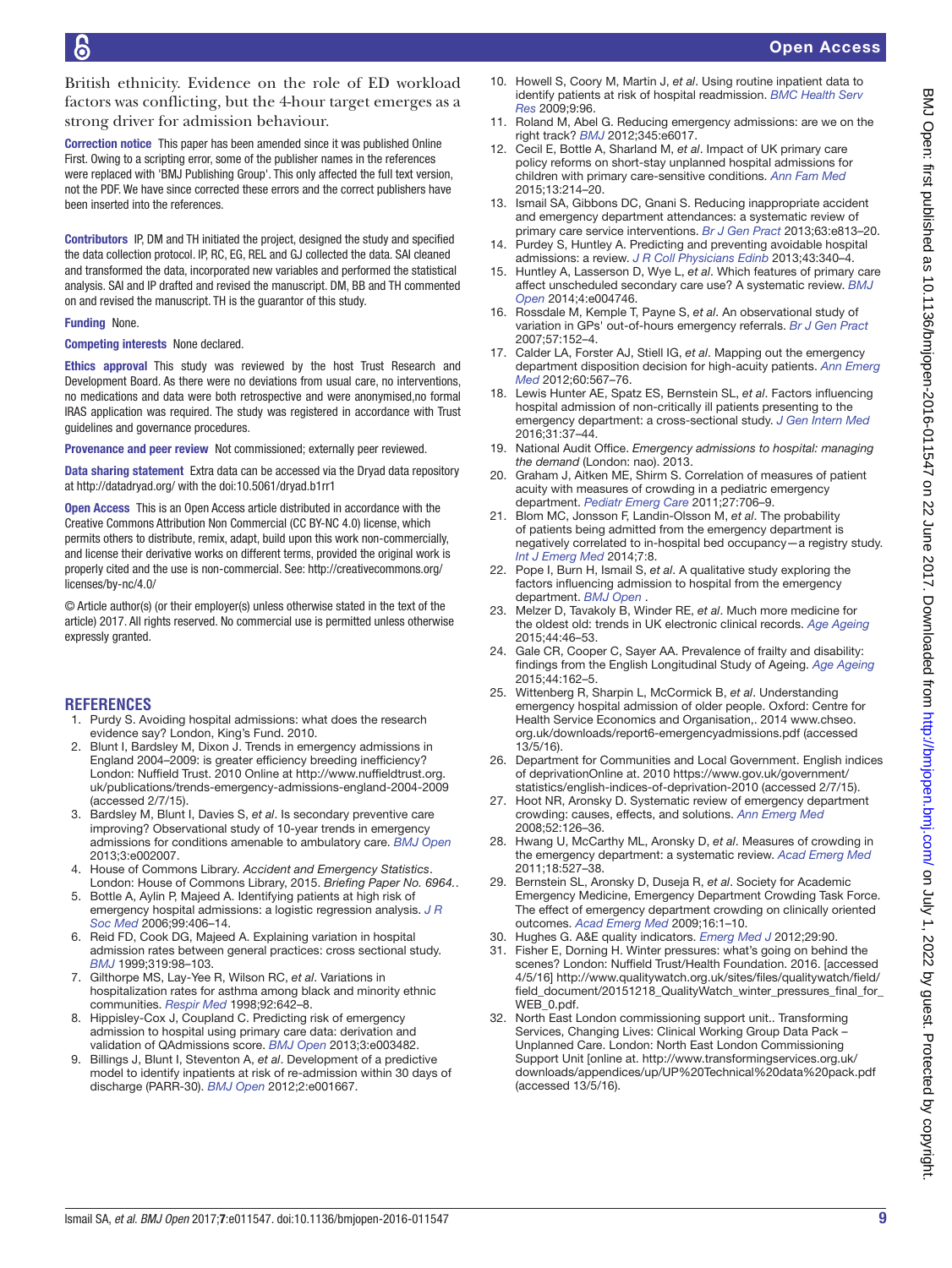British ethnicity. Evidence on the role of ED workload factors was conflicting, but the 4-hour target emerges as a strong driver for admission behaviour.

**Correction notice** This paper has been amended since it was published Online First. Owing to a scripting error, some of the publisher names in the references were replaced with 'BMJ Publishing Group'. This only affected the full text version, not the PDF. We have since corrected these errors and the correct publishers have been inserted into the references.

**Contributors** IP, DM and TH initiated the project, designed the study and specified the data collection protocol. IP, RC, EG, REL and GJ collected the data. SAI cleaned and transformed the data, incorporated new variables and performed the statistical analysis. SAI and IP drafted and revised the manuscript. DM, BB and TH commented on and revised the manuscript. TH is the guarantor of this study.

**Funding** None.

**Competing interests** None declared.

**Ethics approval** This study was reviewed by the host Trust Research and Development Board. As there were no deviations from usual care, no interventions, no medications and data were both retrospective and were anonymised,no formal IRAS application was required. The study was registered in accordance with Trust guidelines and governance procedures.

**Provenance and peer review** Not commissioned; externally peer reviewed.

**Data sharing statement** Extra data can be accessed via the Dryad data repository at http://datadryad.org/ with the doi:10.5061/dryad.b1rr1

**Open Access** This is an Open Access article distributed in accordance with the Creative Commons Attribution Non Commercial (CC BY-NC 4.0) license, which permits others to distribute, remix, adapt, build upon this work non-commercially, and license their derivative works on different terms, provided the original work is properly cited and the use is non-commercial. See: http://creativecommons.org/licenses/by-nc/4.0/

© Article author(s) (or their employer(s) unless otherwise stated in the text of the article) 2017. All rights reserved. No commercial use is permitted unless otherwise expressly granted.

## REFERENCES

1. Purdy S. Avoiding hospital admissions: what does the research evidence say? London, King's Fund. 2010.
2. Blunt I, Bardsley M, Dixon J. Trends in emergency admissions in England 2004–2009: is greater efficiency breeding inefficiency? London: Nuffield Trust. 2010 Online at http://www.nuffieldtrust.org.uk/publications/trends-emergency-admissions-england-2004-2009 (accessed 2/7/15).
3. Bardsley M, Blunt I, Davies S, *et al*. Is secondary preventive care improving? Observational study of 10-year trends in emergency admissions for conditions amenable to ambulatory care. *BMJ Open* 2013;3:e002007.
4. House of Commons Library. *Accident and Emergency Statistics*. London: House of Commons Library, 2015. *Briefing Paper No. 6964.*.
5. Bottle A, Aylin P, Majeed A. Identifying patients at high risk of emergency hospital admissions: a logistic regression analysis. *J R Soc Med* 2006;99:406–14.
6. Reid FD, Cook DG, Majeed A. Explaining variation in hospital admission rates between general practices: cross sectional study. *BMJ* 1999;319:98–103.
7. Gilthorpe MS, Lay-Yee R, Wilson RC, *et al*. Variations in hospitalization rates for asthma among black and minority ethnic communities. *Respir Med* 1998;92:642–8.
8. Hippisley-Cox J, Coupland C. Predicting risk of emergency admission to hospital using primary care data: derivation and validation of QAdmissions score. *BMJ Open* 2013;3:e003482.
9. Billings J, Blunt I, Steventon A, *et al*. Development of a predictive model to identify inpatients at risk of re-admission within 30 days of discharge (PARR-30). *BMJ Open* 2012;2:e001667.
10. Howell S, Coory M, Martin J, *et al*. Using routine inpatient data to identify patients at risk of hospital readmission. *BMC Health Serv Res* 2009;9:96.
11. Roland M, Abel G. Reducing emergency admissions: are we on the right track? *BMJ* 2012;345:e6017.
12. Cecil E, Bottle A, Sharland M, *et al*. Impact of UK primary care policy reforms on short-stay unplanned hospital admissions for children with primary care-sensitive conditions. *Ann Fam Med* 2015;13:214–20.
13. Ismail SA, Gibbons DC, Gnani S. Reducing inappropriate accident and emergency department attendances: a systematic review of primary care service interventions. *Br J Gen Pract* 2013;63:e813–20.
14. Purdey S, Huntley A. Predicting and preventing avoidable hospital admissions: a review. *J R Coll Physicians Edinb* 2013;43:340–4.
15. Huntley A, Lasserson D, Wye L, *et al*. Which features of primary care affect unscheduled secondary care use? A systematic review. *BMJ Open* 2014;4:e004746.
16. Rossdale M, Kemple T, Payne S, *et al*. An observational study of variation in GPs' out-of-hours emergency referrals. *Br J Gen Pract* 2007;57:152–4.
17. Calder LA, Forster AJ, Stiell IG, *et al*. Mapping out the emergency department disposition decision for high-acuity patients. *Ann Emerg Med* 2012;60:567–76.
18. Lewis Hunter AE, Spatz ES, Bernstein SL, *et al*. Factors influencing hospital admission of non-critically ill patients presenting to the emergency department: a cross-sectional study. *J Gen Intern Med* 2016;31:37–44.
19. National Audit Office. *Emergency admissions to hospital: managing the demand* (London: nao). 2013.
20. Graham J, Aitken ME, Shirm S. Correlation of measures of patient acuity with measures of crowding in a pediatric emergency department. *Pediatr Emerg Care* 2011;27:706–9.
21. Blom MC, Jonsson F, Landin-Olsson M, *et al*. The probability of patients being admitted from the emergency department is negatively correlated to in-hospital bed occupancy—a registry study. *Int J Emerg Med* 2014;7:8.
22. Pope I, Burn H, Ismail S, *et al*. A qualitative study exploring the factors influencing admission to hospital from the emergency department. *BMJ Open* .
23. Melzer D, Tavakoly B, Winder RE, *et al*. Much more medicine for the oldest old: trends in UK electronic clinical records. *Age Ageing* 2015;44:46–53.
24. Gale CR, Cooper C, Sayer AA. Prevalence of frailty and disability: findings from the English Longitudinal Study of Ageing. *Age Ageing* 2015;44:162–5.
25. Wittenberg R, Sharpin L, McCormick B, *et al*. Understanding emergency hospital admission of older people. Oxford: Centre for Health Service Economics and Organisation,. 2014 www.chseo.org.uk/downloads/report6-emergencyadmissions.pdf (accessed 13/5/16).
26. Department for Communities and Local Government. English indices of deprivationOnline at. 2010 https://www.gov.uk/government/statistics/english-indices-of-deprivation-2010 (accessed 2/7/15).
27. Hoot NR, Aronsky D. Systematic review of emergency department crowding: causes, effects, and solutions. *Ann Emerg Med* 2008;52:126–36.
28. Hwang U, McCarthy ML, Aronsky D, *et al*. Measures of crowding in the emergency department: a systematic review. *Acad Emerg Med* 2011;18:527–38.
29. Bernstein SL, Aronsky D, Duseja R, *et al*. Society for Academic Emergency Medicine, Emergency Department Crowding Task Force. The effect of emergency department crowding on clinically oriented outcomes. *Acad Emerg Med* 2009;16:1–10.
30. Hughes G. A&E quality indicators. *Emerg Med J* 2012;29:90.
31. Fisher E, Dorning H. Winter pressures: what's going on behind the scenes? London: Nuffield Trust/Health Foundation. 2016. [accessed 4/5/16] http://www.qualitywatch.org.uk/sites/files/qualitywatch/field/field_document/20151218_QualityWatch_winter_pressures_final_for_WEB_0.pdf.
32. North East London commissioning support unit.. Transforming Services, Changing Lives: Clinical Working Group Data Pack – Unplanned Care. London: North East London Commissioning Support Unit [online at. http://www.transformingservices.org.uk/downloads/appendices/up/UP%20Technical%20data%20pack.pdf (accessed 13/5/16).